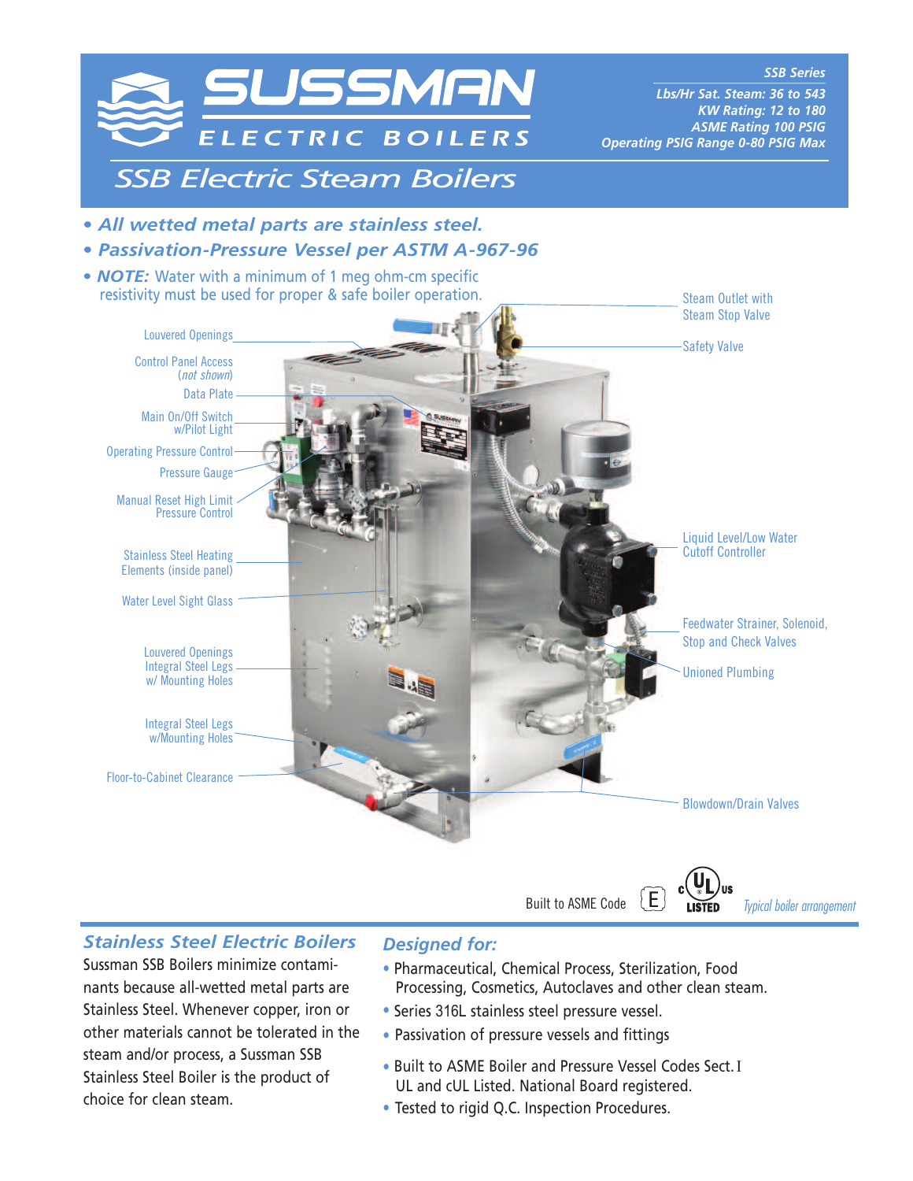# SUSSMAN ELECTRIC BOILERS

**SSB Series**
**Lbs/Hr Sat. Steam: 36 to 543**
**KW Rating: 12 to 180**
**ASME Rating 100 PSIG**
**Operating PSIG Range 0-80 PSIG Max**

## SSB Electric Steam Boilers

- ***All wetted metal parts are stainless steel.***
- ***Passivation-Pressure Vessel per ASTM A-967-96***
- ***NOTE:*** Water with a minimum of 1 meg ohm-cm specific resistivity must be used for proper & safe boiler operation.

Louvered Openings
Control Panel Access (*not shown*)
Data Plate
Main On/Off Switch w/Pilot Light
Operating Pressure Control
Pressure Gauge
Manual Reset High Limit Pressure Control
Stainless Steel Heating Elements (inside panel)
Water Level Sight Glass
Louvered Openings Integral Steel Legs w/ Mounting Holes
Integral Steel Legs w/Mounting Holes
Floor-to-Cabinet Clearance
Steam Outlet with Steam Stop Valve
Safety Valve
Liquid Level/Low Water Cutoff Controller
Feedwater Strainer, Solenoid, Stop and Check Valves
Unioned Plumbing
Blowdown/Drain Valves

Built to ASME Code E c UL us LISTED

*Typical boiler arrangement*

### Stainless Steel Electric Boilers

Sussman SSB Boilers minimize contaminants because all-wetted metal parts are Stainless Steel. Whenever copper, iron or other materials cannot be tolerated in the steam and/or process, a Sussman SSB Stainless Steel Boiler is the product of choice for clean steam.

### Designed for:

- Pharmaceutical, Chemical Process, Sterilization, Food Processing, Cosmetics, Autoclaves and other clean steam.
- Series 316L stainless steel pressure vessel.
- Passivation of pressure vessels and fittings
- Built to ASME Boiler and Pressure Vessel Codes Sect. I UL and cUL Listed. National Board registered.
- Tested to rigid Q.C. Inspection Procedures.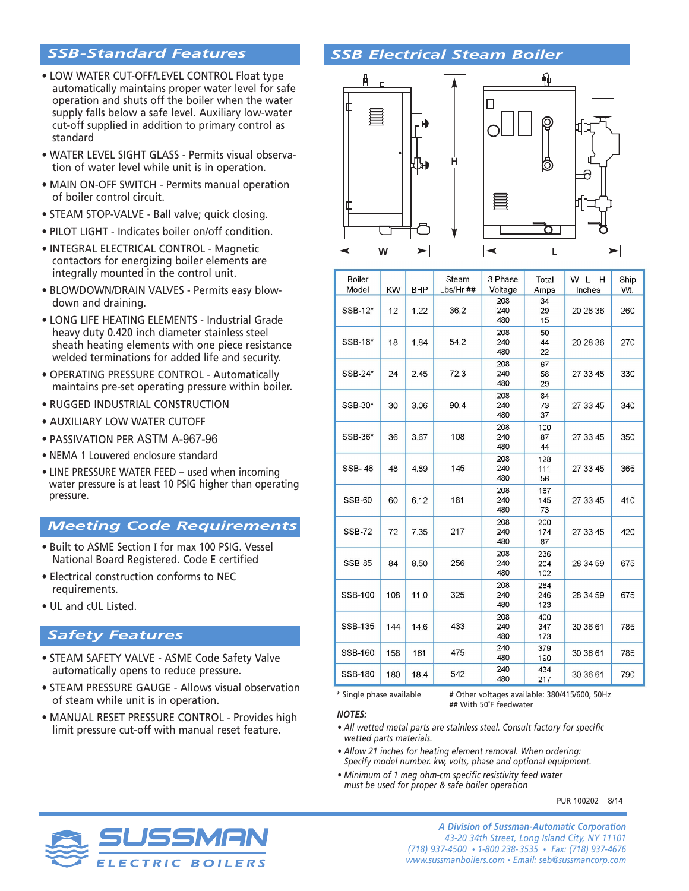## SSB-Standard Features

- LOW WATER CUT-OFF/LEVEL CONTROL Float type automatically maintains proper water level for safe operation and shuts off the boiler when the water supply falls below a safe level. Auxiliary low-water cut-off supplied in addition to primary control as standard
- WATER LEVEL SIGHT GLASS - Permits visual observation of water level while unit is in operation.
- MAIN ON-OFF SWITCH - Permits manual operation of boiler control circuit.
- STEAM STOP-VALVE - Ball valve; quick closing.
- PILOT LIGHT - Indicates boiler on/off condition.
- INTEGRAL ELECTRICAL CONTROL - Magnetic contactors for energizing boiler elements are integrally mounted in the control unit.
- BLOWDOWN/DRAIN VALVES - Permits easy blowdown and draining.
- LONG LIFE HEATING ELEMENTS - Industrial Grade heavy duty 0.420 inch diameter stainless steel sheath heating elements with one piece resistance welded terminations for added life and security.
- OPERATING PRESSURE CONTROL - Automatically maintains pre-set operating pressure within boiler.
- RUGGED INDUSTRIAL CONSTRUCTION
- AUXILIARY LOW WATER CUTOFF
- PASSIVATION PER ASTM A-967-96
- NEMA 1 Louvered enclosure standard
- LINE PRESSURE WATER FEED – used when incoming water pressure is at least 10 PSIG higher than operating pressure.

## Meeting Code Requirements

- Built to ASME Section I for max 100 PSIG. Vessel National Board Registered. Code E certified
- Electrical construction conforms to NEC requirements.
- UL and cUL Listed.

## Safety Features

- STEAM SAFETY VALVE - ASME Code Safety Valve automatically opens to reduce pressure.
- STEAM PRESSURE GAUGE - Allows visual observation of steam while unit is in operation.
- MANUAL RESET PRESSURE CONTROL - Provides high limit pressure cut-off with manual reset feature.

## SSB Electrical Steam Boiler

H

W

L

| Boiler Model | KW | BHP | Steam Lbs/Hr ## | 3 Phase Voltage | Total Amps | W L H Inches | Ship Wt. |
|---|---|---|---|---|---|---|---|
| SSB-12* | 12 | 1.22 | 36.2 | 208 240 480 | 34 29 15 | 20 28 36 | 260 |
| SSB-18* | 18 | 1.84 | 54.2 | 208 240 480 | 50 44 22 | 20 28 36 | 270 |
| SSB-24* | 24 | 2.45 | 72.3 | 208 240 480 | 67 58 29 | 27 33 45 | 330 |
| SSB-30* | 30 | 3.06 | 90.4 | 208 240 480 | 84 73 37 | 27 33 45 | 340 |
| SSB-36* | 36 | 3.67 | 108 | 208 240 480 | 100 87 44 | 27 33 45 | 350 |
| SSB- 48 | 48 | 4.89 | 145 | 208 240 480 | 128 111 56 | 27 33 45 | 365 |
| SSB-60 | 60 | 6.12 | 181 | 208 240 480 | 167 145 73 | 27 33 45 | 410 |
| SSB-72 | 72 | 7.35 | 217 | 208 240 480 | 200 174 87 | 27 33 45 | 420 |
| SSB-85 | 84 | 8.50 | 256 | 208 240 480 | 236 204 102 | 28 34 59 | 675 |
| SSB-100 | 108 | 11.0 | 325 | 208 240 480 | 284 246 123 | 28 34 59 | 675 |
| SSB-135 | 144 | 14.6 | 433 | 208 240 480 | 400 347 173 | 30 36 61 | 785 |
| SSB-160 | 158 | 161 | 475 | 240 480 | 379 190 | 30 36 61 | 785 |
| SSB-180 | 180 | 18.4 | 542 | 240 480 | 434 217 | 30 36 61 | 790 |

\* Single phase available

\# Other voltages available: 380/415/600, 50Hz

\#\# With 50˚F feedwater

***NOTES:***

- *All wetted metal parts are stainless steel. Consult factory for specific wetted parts materials.*
- *Allow 21 inches for heating element removal. When ordering: Specify model number. kw, volts, phase and optional equipment.*
- *Minimum of 1 meg ohm-cm specific resistivity feed water must be used for proper & safe boiler operation*

PUR 100202 8/14

SUSSMAN ELECTRIC BOILERS

*A Division of Sussman-Automatic Corporation*
*43-20 34th Street, Long Island City, NY 11101*
*(718) 937-4500 • 1-800 238-3535 • Fax: (718) 937-4676*
*www.sussmanboilers.com • Email: seb@sussmancorp.com*